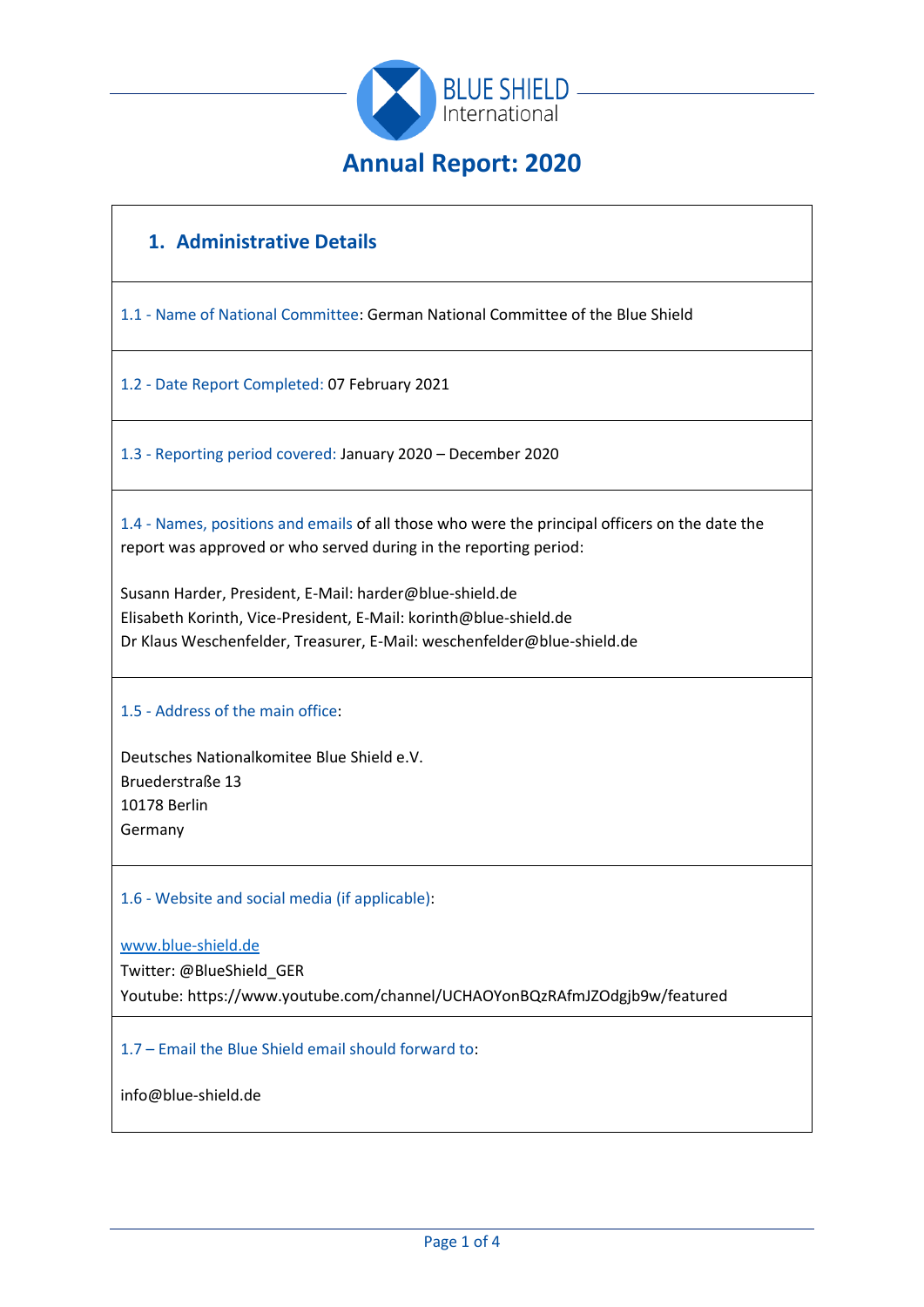BLUE SHIELD International

# Annual Report: 2020

## 1. Administrative Details

1.1 - Name of National Committee: German National Committee of the Blue Shield

1.2 - Date Report Completed: 07 February 2021

1.3 - Reporting period covered: January 2020 – December 2020

1.4 - Names, positions and emails of all those who were the principal officers on the date the report was approved or who served during in the reporting period:

Susann Harder, President, E-Mail: harder@blue-shield.de
Elisabeth Korinth, Vice-President, E-Mail: korinth@blue-shield.de
Dr Klaus Weschenfelder, Treasurer, E-Mail: weschenfelder@blue-shield.de

1.5 - Address of the main office:

Deutsches Nationalkomitee Blue Shield e.V.
Bruederstraße 13
10178 Berlin
Germany

1.6 - Website and social media (if applicable):

www.blue-shield.de
Twitter: @BlueShield_GER
Youtube: https://www.youtube.com/channel/UCHAOYonBQzRAfmJZOdgjb9w/featured

1.7 – Email the Blue Shield email should forward to:

info@blue-shield.de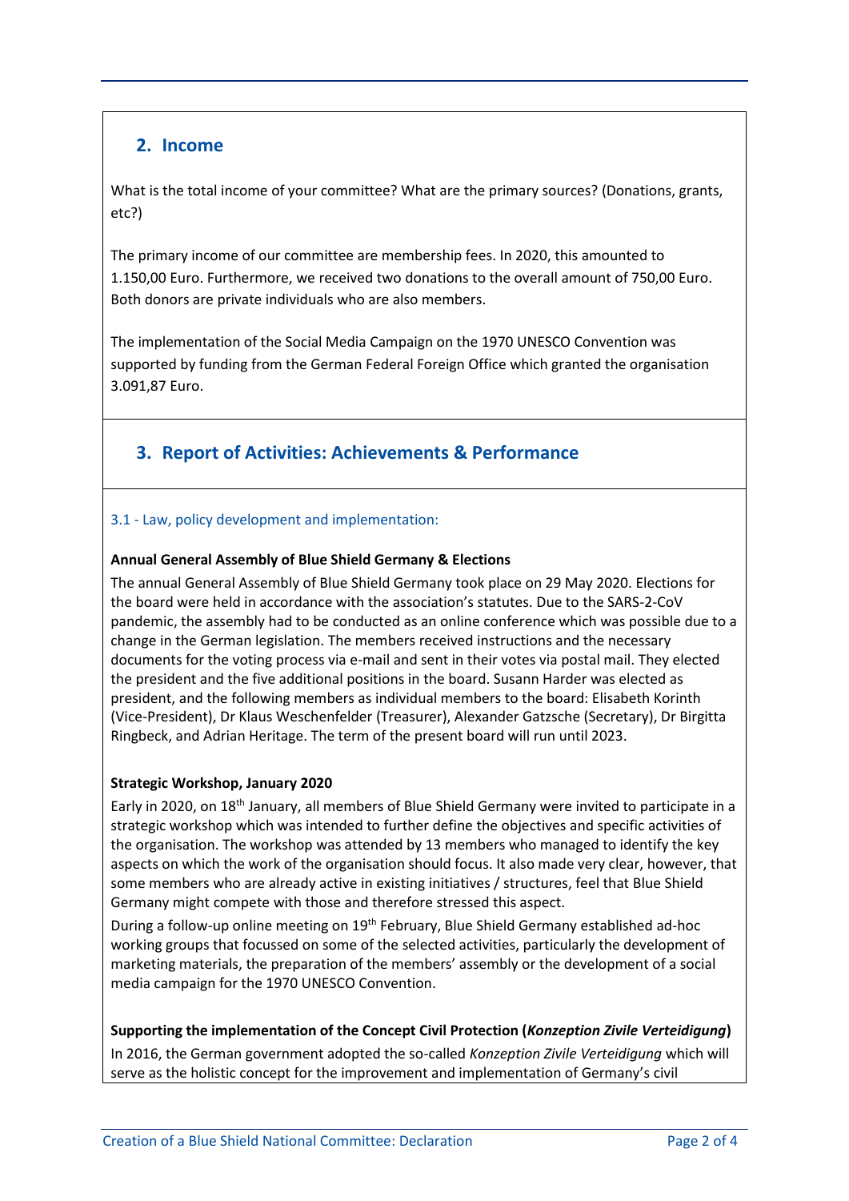## 2. Income

What is the total income of your committee? What are the primary sources? (Donations, grants, etc?)

The primary income of our committee are membership fees. In 2020, this amounted to 1.150,00 Euro. Furthermore, we received two donations to the overall amount of 750,00 Euro. Both donors are private individuals who are also members.

The implementation of the Social Media Campaign on the 1970 UNESCO Convention was supported by funding from the German Federal Foreign Office which granted the organisation 3.091,87 Euro.

## 3. Report of Activities: Achievements & Performance

### 3.1 - Law, policy development and implementation:

**Annual General Assembly of Blue Shield Germany & Elections**

The annual General Assembly of Blue Shield Germany took place on 29 May 2020. Elections for the board were held in accordance with the association's statutes. Due to the SARS-2-CoV pandemic, the assembly had to be conducted as an online conference which was possible due to a change in the German legislation. The members received instructions and the necessary documents for the voting process via e-mail and sent in their votes via postal mail. They elected the president and the five additional positions in the board. Susann Harder was elected as president, and the following members as individual members to the board: Elisabeth Korinth (Vice-President), Dr Klaus Weschenfelder (Treasurer), Alexander Gatzsche (Secretary), Dr Birgitta Ringbeck, and Adrian Heritage. The term of the present board will run until 2023.

**Strategic Workshop, January 2020**

Early in 2020, on 18th January, all members of Blue Shield Germany were invited to participate in a strategic workshop which was intended to further define the objectives and specific activities of the organisation. The workshop was attended by 13 members who managed to identify the key aspects on which the work of the organisation should focus. It also made very clear, however, that some members who are already active in existing initiatives / structures, feel that Blue Shield Germany might compete with those and therefore stressed this aspect.

During a follow-up online meeting on 19th February, Blue Shield Germany established ad-hoc working groups that focussed on some of the selected activities, particularly the development of marketing materials, the preparation of the members' assembly or the development of a social media campaign for the 1970 UNESCO Convention.

**Supporting the implementation of the Concept Civil Protection (*Konzeption Zivile Verteidigung*)**

In 2016, the German government adopted the so-called *Konzeption Zivile Verteidigung* which will serve as the holistic concept for the improvement and implementation of Germany's civil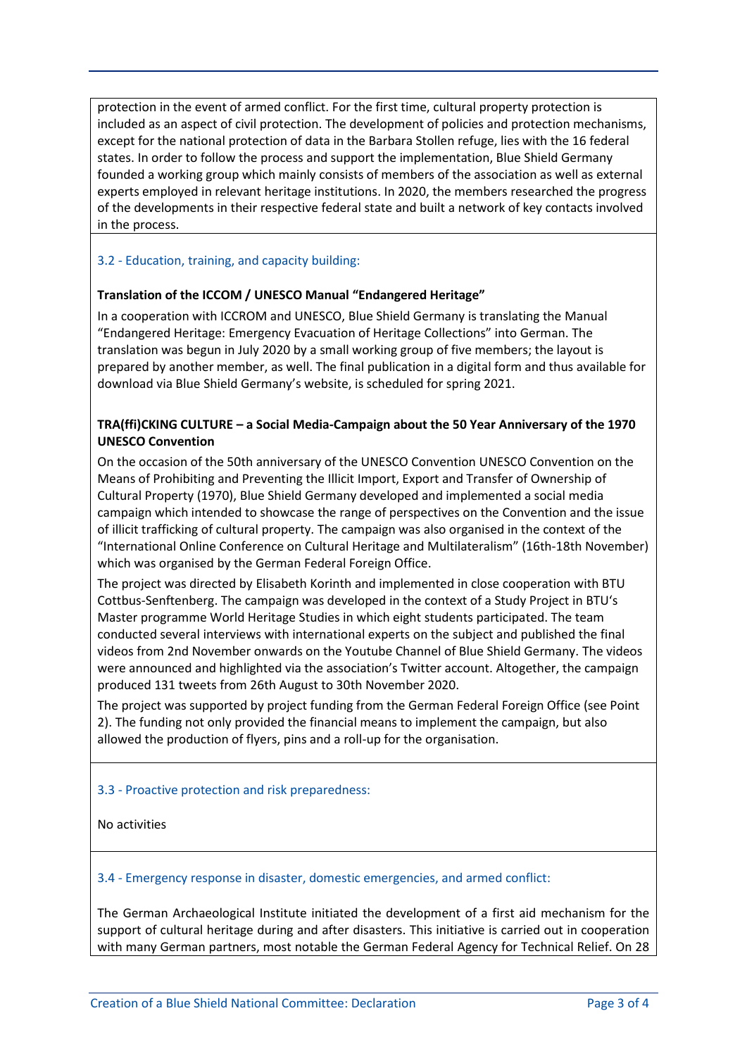protection in the event of armed conflict. For the first time, cultural property protection is included as an aspect of civil protection. The development of policies and protection mechanisms, except for the national protection of data in the Barbara Stollen refuge, lies with the 16 federal states. In order to follow the process and support the implementation, Blue Shield Germany founded a working group which mainly consists of members of the association as well as external experts employed in relevant heritage institutions. In 2020, the members researched the progress of the developments in their respective federal state and built a network of key contacts involved in the process.

### 3.2 - Education, training, and capacity building:

**Translation of the ICCOM / UNESCO Manual "Endangered Heritage"**

In a cooperation with ICCROM and UNESCO, Blue Shield Germany is translating the Manual "Endangered Heritage: Emergency Evacuation of Heritage Collections" into German. The translation was begun in July 2020 by a small working group of five members; the layout is prepared by another member, as well. The final publication in a digital form and thus available for download via Blue Shield Germany's website, is scheduled for spring 2021.

**TRA(ffi)CKING CULTURE – a Social Media-Campaign about the 50 Year Anniversary of the 1970 UNESCO Convention**

On the occasion of the 50th anniversary of the UNESCO Convention UNESCO Convention on the Means of Prohibiting and Preventing the Illicit Import, Export and Transfer of Ownership of Cultural Property (1970), Blue Shield Germany developed and implemented a social media campaign which intended to showcase the range of perspectives on the Convention and the issue of illicit trafficking of cultural property. The campaign was also organised in the context of the "International Online Conference on Cultural Heritage and Multilateralism" (16th-18th November) which was organised by the German Federal Foreign Office.

The project was directed by Elisabeth Korinth and implemented in close cooperation with BTU Cottbus-Senftenberg. The campaign was developed in the context of a Study Project in BTU's Master programme World Heritage Studies in which eight students participated. The team conducted several interviews with international experts on the subject and published the final videos from 2nd November onwards on the Youtube Channel of Blue Shield Germany. The videos were announced and highlighted via the association's Twitter account. Altogether, the campaign produced 131 tweets from 26th August to 30th November 2020.

The project was supported by project funding from the German Federal Foreign Office (see Point 2). The funding not only provided the financial means to implement the campaign, but also allowed the production of flyers, pins and a roll-up for the organisation.

### 3.3 - Proactive protection and risk preparedness:

No activities

### 3.4 - Emergency response in disaster, domestic emergencies, and armed conflict:

The German Archaeological Institute initiated the development of a first aid mechanism for the support of cultural heritage during and after disasters. This initiative is carried out in cooperation with many German partners, most notable the German Federal Agency for Technical Relief. On 28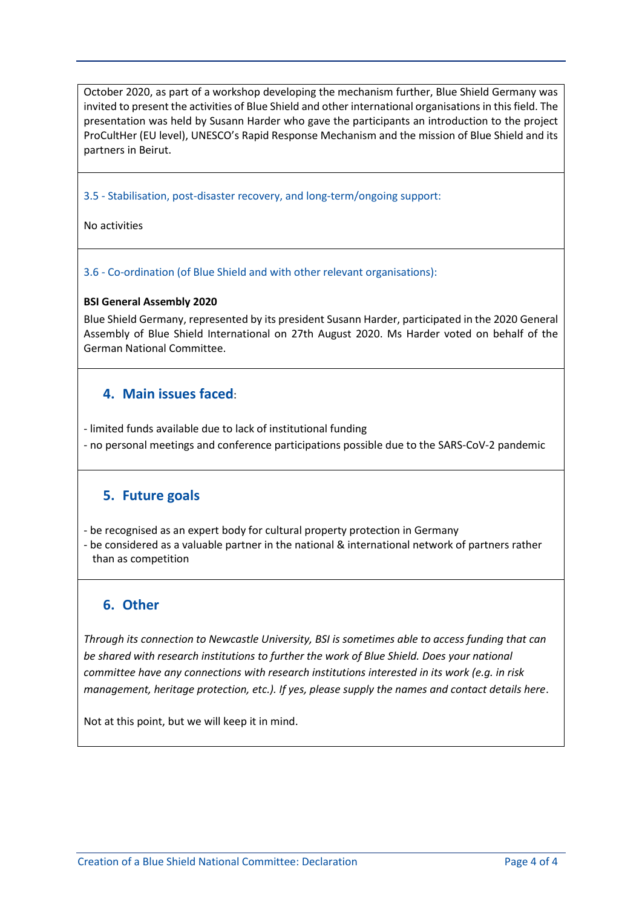October 2020, as part of a workshop developing the mechanism further, Blue Shield Germany was invited to present the activities of Blue Shield and other international organisations in this field. The presentation was held by Susann Harder who gave the participants an introduction to the project ProCultHer (EU level), UNESCO's Rapid Response Mechanism and the mission of Blue Shield and its partners in Beirut.

### 3.5 - Stabilisation, post-disaster recovery, and long-term/ongoing support:

No activities

### 3.6 - Co-ordination (of Blue Shield and with other relevant organisations):

**BSI General Assembly 2020**

Blue Shield Germany, represented by its president Susann Harder, participated in the 2020 General Assembly of Blue Shield International on 27th August 2020. Ms Harder voted on behalf of the German National Committee.

## 4. Main issues faced:

- limited funds available due to lack of institutional funding
- no personal meetings and conference participations possible due to the SARS-CoV-2 pandemic

## 5. Future goals

- be recognised as an expert body for cultural property protection in Germany
- be considered as a valuable partner in the national & international network of partners rather than as competition

## 6. Other

*Through its connection to Newcastle University, BSI is sometimes able to access funding that can be shared with research institutions to further the work of Blue Shield. Does your national committee have any connections with research institutions interested in its work (e.g. in risk management, heritage protection, etc.). If yes, please supply the names and contact details here.*

Not at this point, but we will keep it in mind.